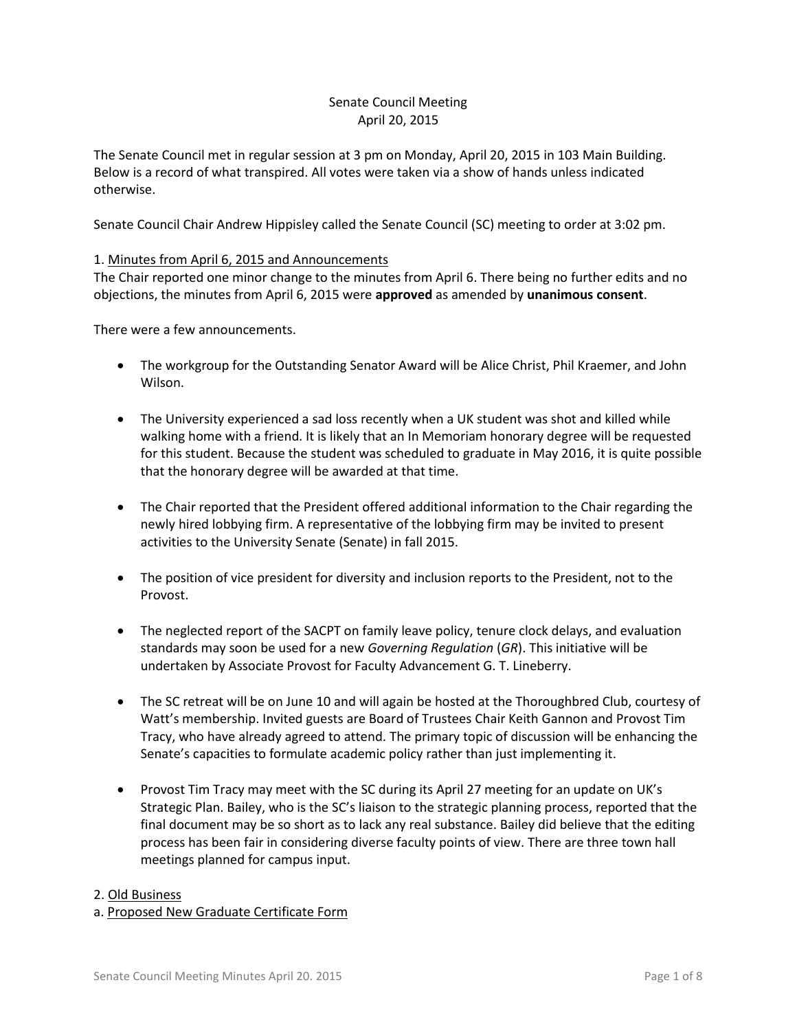Senate Council Meeting
April 20, 2015

The Senate Council met in regular session at 3 pm on Monday, April 20, 2015 in 103 Main Building. Below is a record of what transpired. All votes were taken via a show of hands unless indicated otherwise.

Senate Council Chair Andrew Hippisley called the Senate Council (SC) meeting to order at 3:02 pm.

1. <u>Minutes from April 6, 2015 and Announcements</u>
The Chair reported one minor change to the minutes from April 6. There being no further edits and no objections, the minutes from April 6, 2015 were **approved** as amended by **unanimous consent**.

There were a few announcements.

- The workgroup for the Outstanding Senator Award will be Alice Christ, Phil Kraemer, and John Wilson.
- The University experienced a sad loss recently when a UK student was shot and killed while walking home with a friend. It is likely that an In Memoriam honorary degree will be requested for this student. Because the student was scheduled to graduate in May 2016, it is quite possible that the honorary degree will be awarded at that time.
- The Chair reported that the President offered additional information to the Chair regarding the newly hired lobbying firm. A representative of the lobbying firm may be invited to present activities to the University Senate (Senate) in fall 2015.
- The position of vice president for diversity and inclusion reports to the President, not to the Provost.
- The neglected report of the SACPT on family leave policy, tenure clock delays, and evaluation standards may soon be used for a new *Governing Regulation* (*GR*). This initiative will be undertaken by Associate Provost for Faculty Advancement G. T. Lineberry.
- The SC retreat will be on June 10 and will again be hosted at the Thoroughbred Club, courtesy of Watt's membership. Invited guests are Board of Trustees Chair Keith Gannon and Provost Tim Tracy, who have already agreed to attend. The primary topic of discussion will be enhancing the Senate's capacities to formulate academic policy rather than just implementing it.
- Provost Tim Tracy may meet with the SC during its April 27 meeting for an update on UK's Strategic Plan. Bailey, who is the SC's liaison to the strategic planning process, reported that the final document may be so short as to lack any real substance. Bailey did believe that the editing process has been fair in considering diverse faculty points of view. There are three town hall meetings planned for campus input.

2. <u>Old Business</u>
a. <u>Proposed New Graduate Certificate Form</u>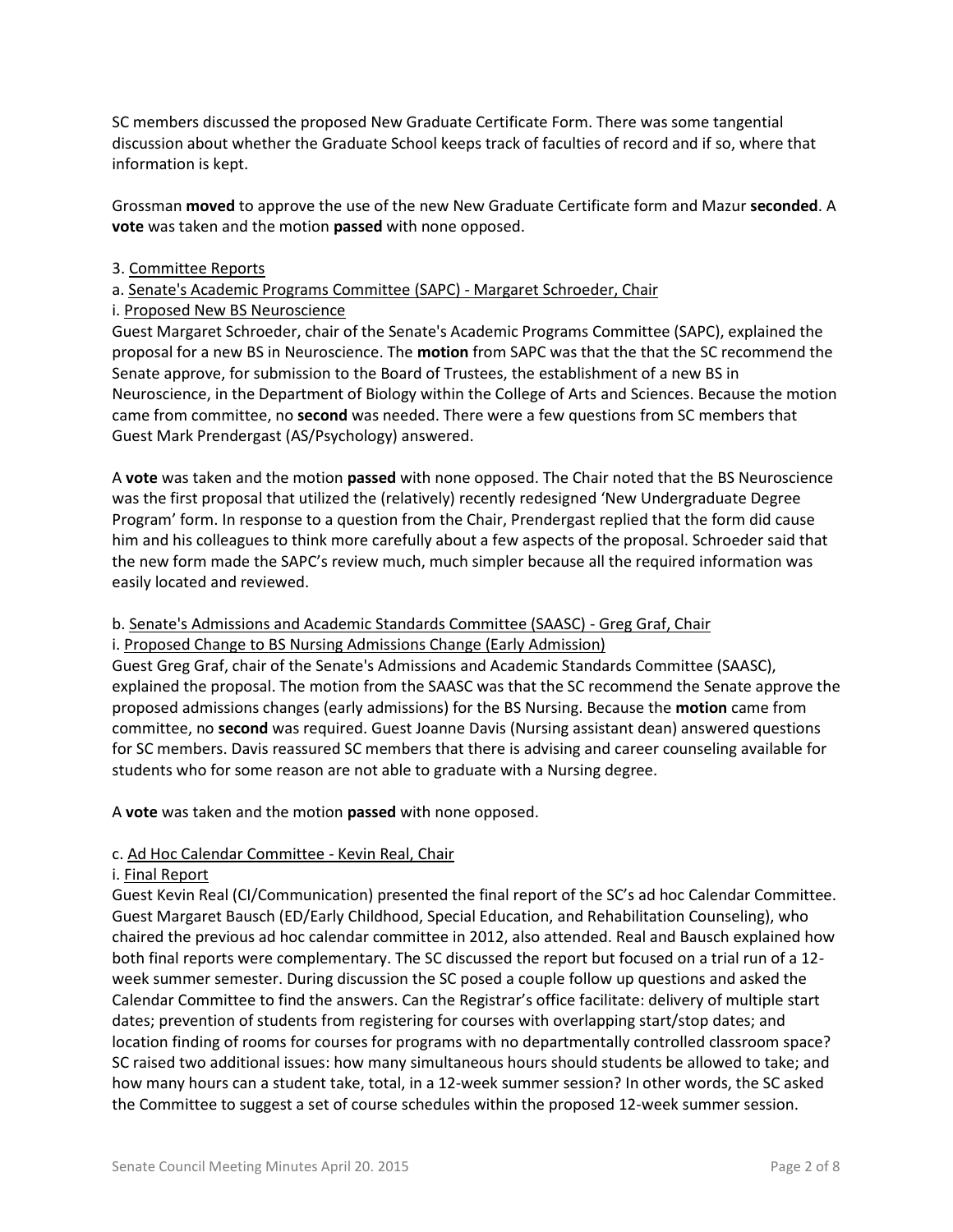SC members discussed the proposed New Graduate Certificate Form. There was some tangential discussion about whether the Graduate School keeps track of faculties of record and if so, where that information is kept.

Grossman **moved** to approve the use of the new New Graduate Certificate form and Mazur **seconded**. A **vote** was taken and the motion **passed** with none opposed.

3. Committee Reports

a. Senate's Academic Programs Committee (SAPC) - Margaret Schroeder, Chair

i. Proposed New BS Neuroscience

Guest Margaret Schroeder, chair of the Senate's Academic Programs Committee (SAPC), explained the proposal for a new BS in Neuroscience. The **motion** from SAPC was that the that the SC recommend the Senate approve, for submission to the Board of Trustees, the establishment of a new BS in Neuroscience, in the Department of Biology within the College of Arts and Sciences. Because the motion came from committee, no **second** was needed. There were a few questions from SC members that Guest Mark Prendergast (AS/Psychology) answered.

A **vote** was taken and the motion **passed** with none opposed. The Chair noted that the BS Neuroscience was the first proposal that utilized the (relatively) recently redesigned 'New Undergraduate Degree Program' form. In response to a question from the Chair, Prendergast replied that the form did cause him and his colleagues to think more carefully about a few aspects of the proposal. Schroeder said that the new form made the SAPC's review much, much simpler because all the required information was easily located and reviewed.

b. Senate's Admissions and Academic Standards Committee (SAASC) - Greg Graf, Chair

i. Proposed Change to BS Nursing Admissions Change (Early Admission)

Guest Greg Graf, chair of the Senate's Admissions and Academic Standards Committee (SAASC), explained the proposal. The motion from the SAASC was that the SC recommend the Senate approve the proposed admissions changes (early admissions) for the BS Nursing. Because the **motion** came from committee, no **second** was required. Guest Joanne Davis (Nursing assistant dean) answered questions for SC members. Davis reassured SC members that there is advising and career counseling available for students who for some reason are not able to graduate with a Nursing degree.

A **vote** was taken and the motion **passed** with none opposed.

c. Ad Hoc Calendar Committee - Kevin Real, Chair

i. Final Report

Guest Kevin Real (CI/Communication) presented the final report of the SC's ad hoc Calendar Committee. Guest Margaret Bausch (ED/Early Childhood, Special Education, and Rehabilitation Counseling), who chaired the previous ad hoc calendar committee in 2012, also attended. Real and Bausch explained how both final reports were complementary. The SC discussed the report but focused on a trial run of a 12-week summer semester. During discussion the SC posed a couple follow up questions and asked the Calendar Committee to find the answers. Can the Registrar's office facilitate: delivery of multiple start dates; prevention of students from registering for courses with overlapping start/stop dates; and location finding of rooms for courses for programs with no departmentally controlled classroom space? SC raised two additional issues: how many simultaneous hours should students be allowed to take; and how many hours can a student take, total, in a 12-week summer session? In other words, the SC asked the Committee to suggest a set of course schedules within the proposed 12-week summer session.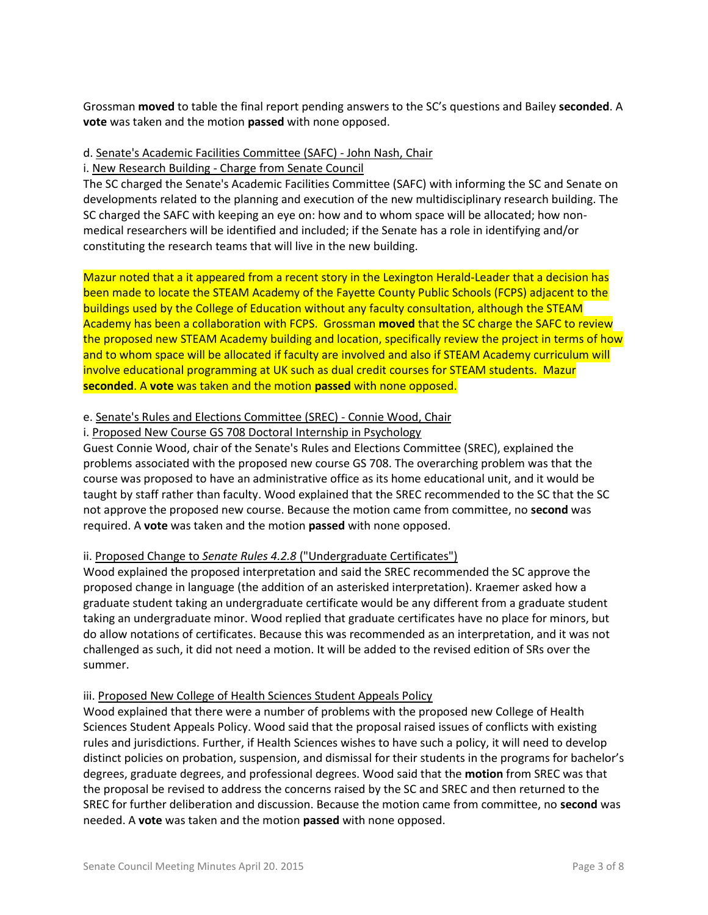Grossman **moved** to table the final report pending answers to the SC's questions and Bailey **seconded**. A **vote** was taken and the motion **passed** with none opposed.

d. Senate's Academic Facilities Committee (SAFC) - John Nash, Chair

i. New Research Building - Charge from Senate Council

The SC charged the Senate's Academic Facilities Committee (SAFC) with informing the SC and Senate on developments related to the planning and execution of the new multidisciplinary research building. The SC charged the SAFC with keeping an eye on: how and to whom space will be allocated; how non-medical researchers will be identified and included; if the Senate has a role in identifying and/or constituting the research teams that will live in the new building.

Mazur noted that a it appeared from a recent story in the Lexington Herald-Leader that a decision has been made to locate the STEAM Academy of the Fayette County Public Schools (FCPS) adjacent to the buildings used by the College of Education without any faculty consultation, although the STEAM Academy has been a collaboration with FCPS. Grossman **moved** that the SC charge the SAFC to review the proposed new STEAM Academy building and location, specifically review the project in terms of how and to whom space will be allocated if faculty are involved and also if STEAM Academy curriculum will involve educational programming at UK such as dual credit courses for STEAM students. Mazur **seconded**. A **vote** was taken and the motion **passed** with none opposed.

e. Senate's Rules and Elections Committee (SREC) - Connie Wood, Chair

i. Proposed New Course GS 708 Doctoral Internship in Psychology

Guest Connie Wood, chair of the Senate's Rules and Elections Committee (SREC), explained the problems associated with the proposed new course GS 708. The overarching problem was that the course was proposed to have an administrative office as its home educational unit, and it would be taught by staff rather than faculty. Wood explained that the SREC recommended to the SC that the SC not approve the proposed new course. Because the motion came from committee, no **second** was required. A **vote** was taken and the motion **passed** with none opposed.

ii. Proposed Change to *Senate Rules 4.2.8* ("Undergraduate Certificates")

Wood explained the proposed interpretation and said the SREC recommended the SC approve the proposed change in language (the addition of an asterisked interpretation). Kraemer asked how a graduate student taking an undergraduate certificate would be any different from a graduate student taking an undergraduate minor. Wood replied that graduate certificates have no place for minors, but do allow notations of certificates. Because this was recommended as an interpretation, and it was not challenged as such, it did not need a motion. It will be added to the revised edition of SRs over the summer.

iii. Proposed New College of Health Sciences Student Appeals Policy

Wood explained that there were a number of problems with the proposed new College of Health Sciences Student Appeals Policy. Wood said that the proposal raised issues of conflicts with existing rules and jurisdictions. Further, if Health Sciences wishes to have such a policy, it will need to develop distinct policies on probation, suspension, and dismissal for their students in the programs for bachelor's degrees, graduate degrees, and professional degrees. Wood said that the **motion** from SREC was that the proposal be revised to address the concerns raised by the SC and SREC and then returned to the SREC for further deliberation and discussion. Because the motion came from committee, no **second** was needed. A **vote** was taken and the motion **passed** with none opposed.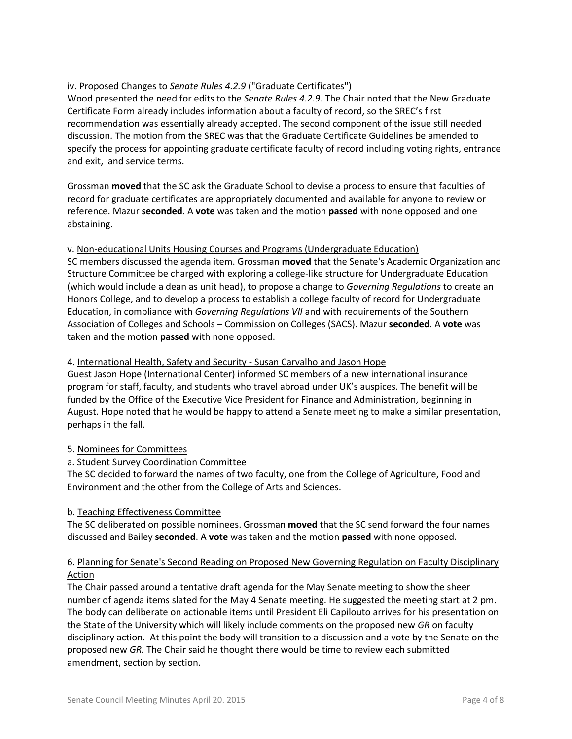iv. Proposed Changes to *Senate Rules 4.2.9* ("Graduate Certificates")

Wood presented the need for edits to the *Senate Rules 4.2.9*. The Chair noted that the New Graduate Certificate Form already includes information about a faculty of record, so the SREC's first recommendation was essentially already accepted. The second component of the issue still needed discussion. The motion from the SREC was that the Graduate Certificate Guidelines be amended to specify the process for appointing graduate certificate faculty of record including voting rights, entrance and exit, and service terms.

Grossman **moved** that the SC ask the Graduate School to devise a process to ensure that faculties of record for graduate certificates are appropriately documented and available for anyone to review or reference. Mazur **seconded**. A **vote** was taken and the motion **passed** with none opposed and one abstaining.

v. Non-educational Units Housing Courses and Programs (Undergraduate Education)

SC members discussed the agenda item. Grossman **moved** that the Senate's Academic Organization and Structure Committee be charged with exploring a college-like structure for Undergraduate Education (which would include a dean as unit head), to propose a change to *Governing Regulations* to create an Honors College, and to develop a process to establish a college faculty of record for Undergraduate Education, in compliance with *Governing Regulations VII* and with requirements of the Southern Association of Colleges and Schools – Commission on Colleges (SACS). Mazur **seconded**. A **vote** was taken and the motion **passed** with none opposed.

4. International Health, Safety and Security - Susan Carvalho and Jason Hope

Guest Jason Hope (International Center) informed SC members of a new international insurance program for staff, faculty, and students who travel abroad under UK's auspices. The benefit will be funded by the Office of the Executive Vice President for Finance and Administration, beginning in August. Hope noted that he would be happy to attend a Senate meeting to make a similar presentation, perhaps in the fall.

5. Nominees for Committees

a. Student Survey Coordination Committee

The SC decided to forward the names of two faculty, one from the College of Agriculture, Food and Environment and the other from the College of Arts and Sciences.

b. Teaching Effectiveness Committee

The SC deliberated on possible nominees. Grossman **moved** that the SC send forward the four names discussed and Bailey **seconded**. A **vote** was taken and the motion **passed** with none opposed.

6. Planning for Senate's Second Reading on Proposed New Governing Regulation on Faculty Disciplinary Action

The Chair passed around a tentative draft agenda for the May Senate meeting to show the sheer number of agenda items slated for the May 4 Senate meeting. He suggested the meeting start at 2 pm. The body can deliberate on actionable items until President Eli Capilouto arrives for his presentation on the State of the University which will likely include comments on the proposed new *GR* on faculty disciplinary action. At this point the body will transition to a discussion and a vote by the Senate on the proposed new *GR.* The Chair said he thought there would be time to review each submitted amendment, section by section.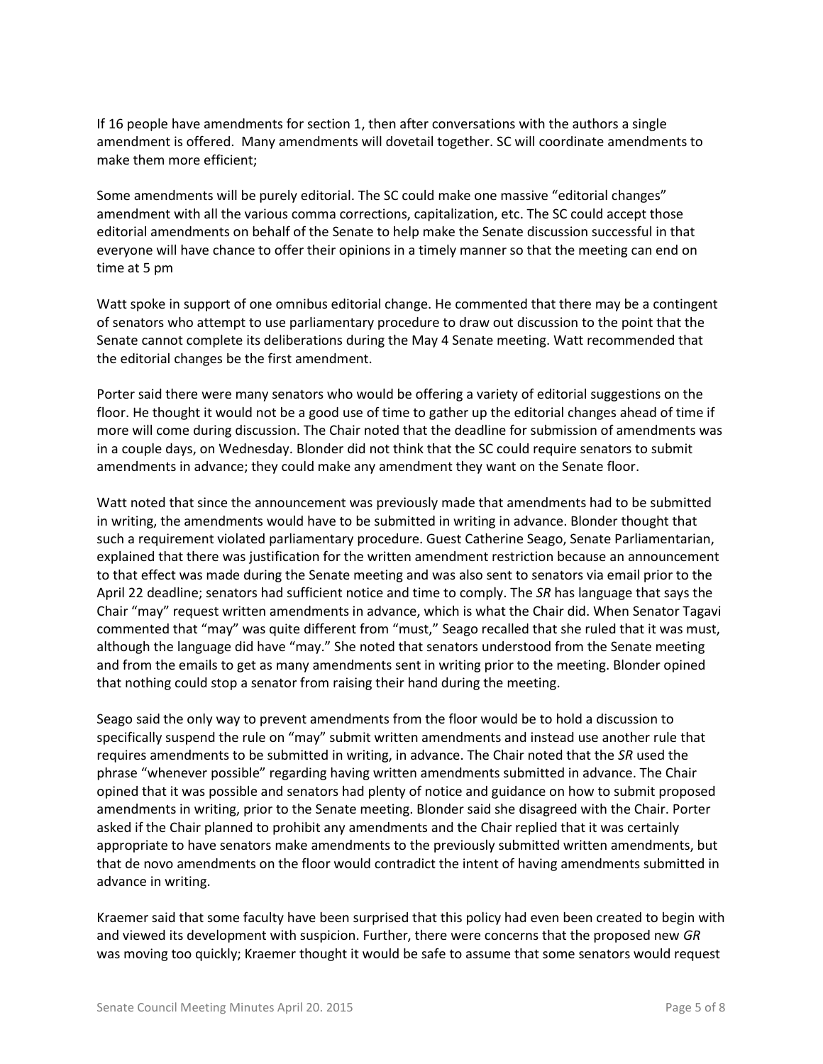If 16 people have amendments for section 1, then after conversations with the authors a single amendment is offered. Many amendments will dovetail together. SC will coordinate amendments to make them more efficient;

Some amendments will be purely editorial. The SC could make one massive "editorial changes" amendment with all the various comma corrections, capitalization, etc. The SC could accept those editorial amendments on behalf of the Senate to help make the Senate discussion successful in that everyone will have chance to offer their opinions in a timely manner so that the meeting can end on time at 5 pm

Watt spoke in support of one omnibus editorial change. He commented that there may be a contingent of senators who attempt to use parliamentary procedure to draw out discussion to the point that the Senate cannot complete its deliberations during the May 4 Senate meeting. Watt recommended that the editorial changes be the first amendment.

Porter said there were many senators who would be offering a variety of editorial suggestions on the floor. He thought it would not be a good use of time to gather up the editorial changes ahead of time if more will come during discussion. The Chair noted that the deadline for submission of amendments was in a couple days, on Wednesday. Blonder did not think that the SC could require senators to submit amendments in advance; they could make any amendment they want on the Senate floor.

Watt noted that since the announcement was previously made that amendments had to be submitted in writing, the amendments would have to be submitted in writing in advance. Blonder thought that such a requirement violated parliamentary procedure. Guest Catherine Seago, Senate Parliamentarian, explained that there was justification for the written amendment restriction because an announcement to that effect was made during the Senate meeting and was also sent to senators via email prior to the April 22 deadline; senators had sufficient notice and time to comply. The *SR* has language that says the Chair "may" request written amendments in advance, which is what the Chair did. When Senator Tagavi commented that "may" was quite different from "must," Seago recalled that she ruled that it was must, although the language did have "may." She noted that senators understood from the Senate meeting and from the emails to get as many amendments sent in writing prior to the meeting. Blonder opined that nothing could stop a senator from raising their hand during the meeting.

Seago said the only way to prevent amendments from the floor would be to hold a discussion to specifically suspend the rule on "may" submit written amendments and instead use another rule that requires amendments to be submitted in writing, in advance. The Chair noted that the *SR* used the phrase "whenever possible" regarding having written amendments submitted in advance. The Chair opined that it was possible and senators had plenty of notice and guidance on how to submit proposed amendments in writing, prior to the Senate meeting. Blonder said she disagreed with the Chair. Porter asked if the Chair planned to prohibit any amendments and the Chair replied that it was certainly appropriate to have senators make amendments to the previously submitted written amendments, but that de novo amendments on the floor would contradict the intent of having amendments submitted in advance in writing.

Kraemer said that some faculty have been surprised that this policy had even been created to begin with and viewed its development with suspicion. Further, there were concerns that the proposed new *GR* was moving too quickly; Kraemer thought it would be safe to assume that some senators would request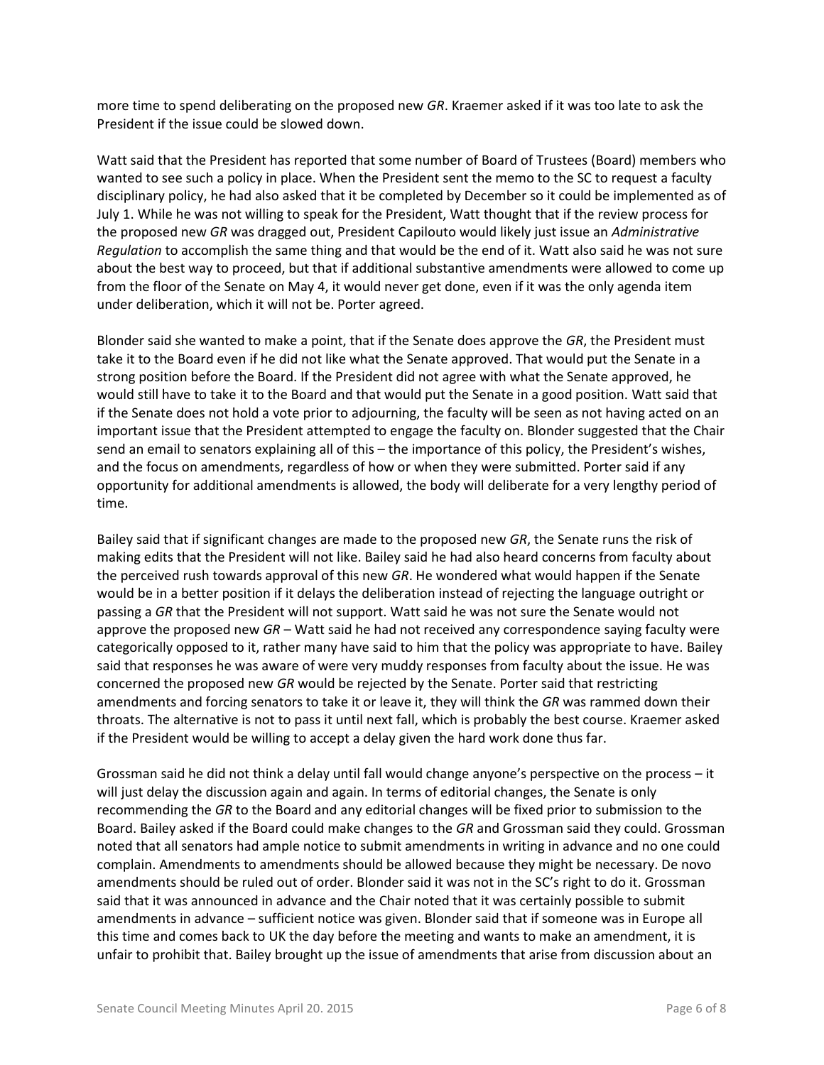more time to spend deliberating on the proposed new *GR*. Kraemer asked if it was too late to ask the President if the issue could be slowed down.

Watt said that the President has reported that some number of Board of Trustees (Board) members who wanted to see such a policy in place. When the President sent the memo to the SC to request a faculty disciplinary policy, he had also asked that it be completed by December so it could be implemented as of July 1. While he was not willing to speak for the President, Watt thought that if the review process for the proposed new *GR* was dragged out, President Capilouto would likely just issue an *Administrative Regulation* to accomplish the same thing and that would be the end of it. Watt also said he was not sure about the best way to proceed, but that if additional substantive amendments were allowed to come up from the floor of the Senate on May 4, it would never get done, even if it was the only agenda item under deliberation, which it will not be. Porter agreed.

Blonder said she wanted to make a point, that if the Senate does approve the *GR*, the President must take it to the Board even if he did not like what the Senate approved. That would put the Senate in a strong position before the Board. If the President did not agree with what the Senate approved, he would still have to take it to the Board and that would put the Senate in a good position. Watt said that if the Senate does not hold a vote prior to adjourning, the faculty will be seen as not having acted on an important issue that the President attempted to engage the faculty on. Blonder suggested that the Chair send an email to senators explaining all of this – the importance of this policy, the President's wishes, and the focus on amendments, regardless of how or when they were submitted. Porter said if any opportunity for additional amendments is allowed, the body will deliberate for a very lengthy period of time.

Bailey said that if significant changes are made to the proposed new *GR*, the Senate runs the risk of making edits that the President will not like. Bailey said he had also heard concerns from faculty about the perceived rush towards approval of this new *GR*. He wondered what would happen if the Senate would be in a better position if it delays the deliberation instead of rejecting the language outright or passing a *GR* that the President will not support. Watt said he was not sure the Senate would not approve the proposed new *GR* – Watt said he had not received any correspondence saying faculty were categorically opposed to it, rather many have said to him that the policy was appropriate to have. Bailey said that responses he was aware of were very muddy responses from faculty about the issue. He was concerned the proposed new *GR* would be rejected by the Senate. Porter said that restricting amendments and forcing senators to take it or leave it, they will think the *GR* was rammed down their throats. The alternative is not to pass it until next fall, which is probably the best course. Kraemer asked if the President would be willing to accept a delay given the hard work done thus far.

Grossman said he did not think a delay until fall would change anyone's perspective on the process – it will just delay the discussion again and again. In terms of editorial changes, the Senate is only recommending the *GR* to the Board and any editorial changes will be fixed prior to submission to the Board. Bailey asked if the Board could make changes to the *GR* and Grossman said they could. Grossman noted that all senators had ample notice to submit amendments in writing in advance and no one could complain. Amendments to amendments should be allowed because they might be necessary. De novo amendments should be ruled out of order. Blonder said it was not in the SC's right to do it. Grossman said that it was announced in advance and the Chair noted that it was certainly possible to submit amendments in advance – sufficient notice was given. Blonder said that if someone was in Europe all this time and comes back to UK the day before the meeting and wants to make an amendment, it is unfair to prohibit that. Bailey brought up the issue of amendments that arise from discussion about an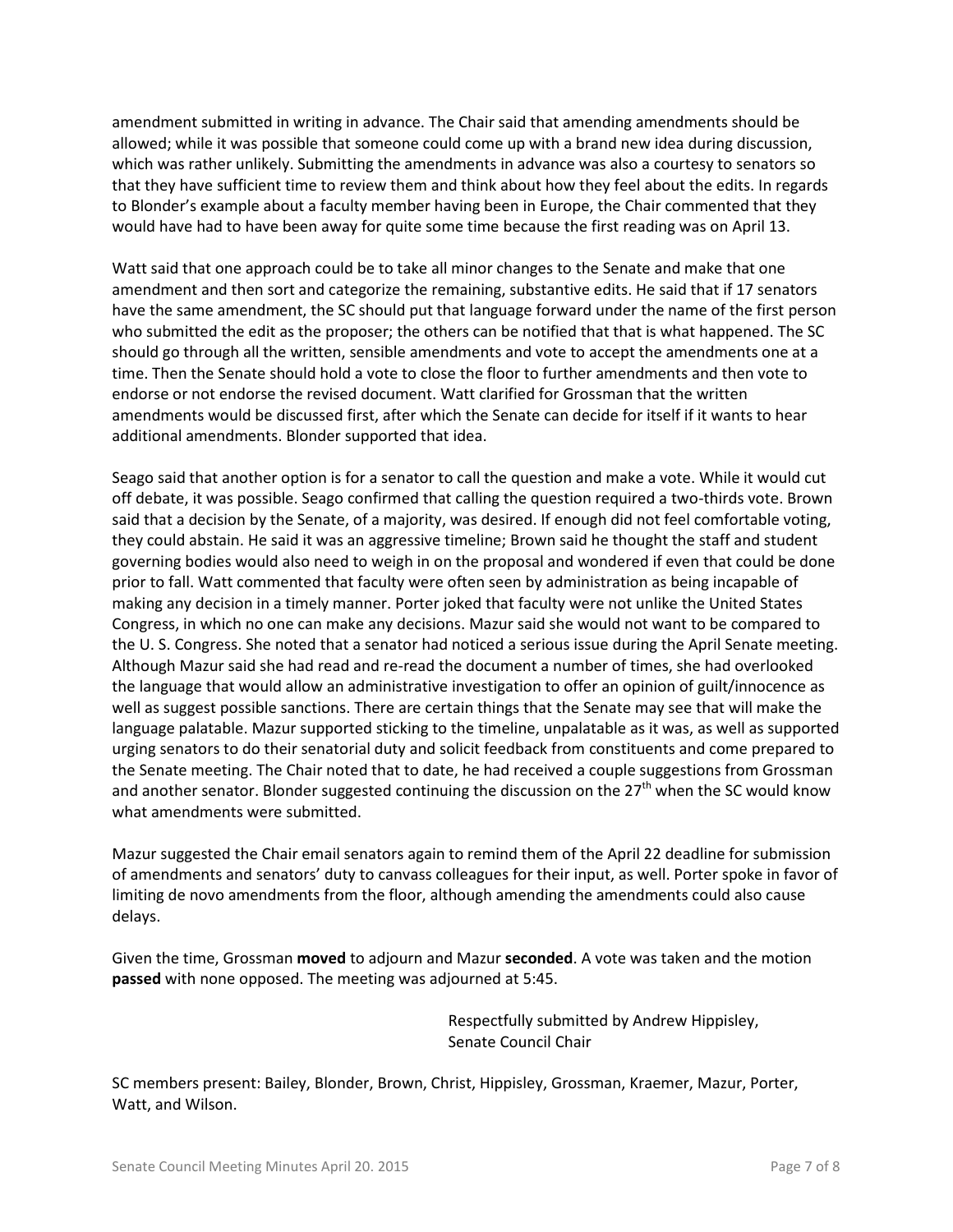amendment submitted in writing in advance. The Chair said that amending amendments should be allowed; while it was possible that someone could come up with a brand new idea during discussion, which was rather unlikely. Submitting the amendments in advance was also a courtesy to senators so that they have sufficient time to review them and think about how they feel about the edits. In regards to Blonder's example about a faculty member having been in Europe, the Chair commented that they would have had to have been away for quite some time because the first reading was on April 13.

Watt said that one approach could be to take all minor changes to the Senate and make that one amendment and then sort and categorize the remaining, substantive edits. He said that if 17 senators have the same amendment, the SC should put that language forward under the name of the first person who submitted the edit as the proposer; the others can be notified that that is what happened. The SC should go through all the written, sensible amendments and vote to accept the amendments one at a time. Then the Senate should hold a vote to close the floor to further amendments and then vote to endorse or not endorse the revised document. Watt clarified for Grossman that the written amendments would be discussed first, after which the Senate can decide for itself if it wants to hear additional amendments. Blonder supported that idea.

Seago said that another option is for a senator to call the question and make a vote. While it would cut off debate, it was possible. Seago confirmed that calling the question required a two-thirds vote. Brown said that a decision by the Senate, of a majority, was desired. If enough did not feel comfortable voting, they could abstain. He said it was an aggressive timeline; Brown said he thought the staff and student governing bodies would also need to weigh in on the proposal and wondered if even that could be done prior to fall. Watt commented that faculty were often seen by administration as being incapable of making any decision in a timely manner. Porter joked that faculty were not unlike the United States Congress, in which no one can make any decisions. Mazur said she would not want to be compared to the U. S. Congress. She noted that a senator had noticed a serious issue during the April Senate meeting. Although Mazur said she had read and re-read the document a number of times, she had overlooked the language that would allow an administrative investigation to offer an opinion of guilt/innocence as well as suggest possible sanctions. There are certain things that the Senate may see that will make the language palatable. Mazur supported sticking to the timeline, unpalatable as it was, as well as supported urging senators to do their senatorial duty and solicit feedback from constituents and come prepared to the Senate meeting. The Chair noted that to date, he had received a couple suggestions from Grossman and another senator. Blonder suggested continuing the discussion on the 27th when the SC would know what amendments were submitted.

Mazur suggested the Chair email senators again to remind them of the April 22 deadline for submission of amendments and senators' duty to canvass colleagues for their input, as well. Porter spoke in favor of limiting de novo amendments from the floor, although amending the amendments could also cause delays.

Given the time, Grossman **moved** to adjourn and Mazur **seconded**. A vote was taken and the motion **passed** with none opposed. The meeting was adjourned at 5:45.

Respectfully submitted by Andrew Hippisley,
Senate Council Chair

SC members present: Bailey, Blonder, Brown, Christ, Hippisley, Grossman, Kraemer, Mazur, Porter, Watt, and Wilson.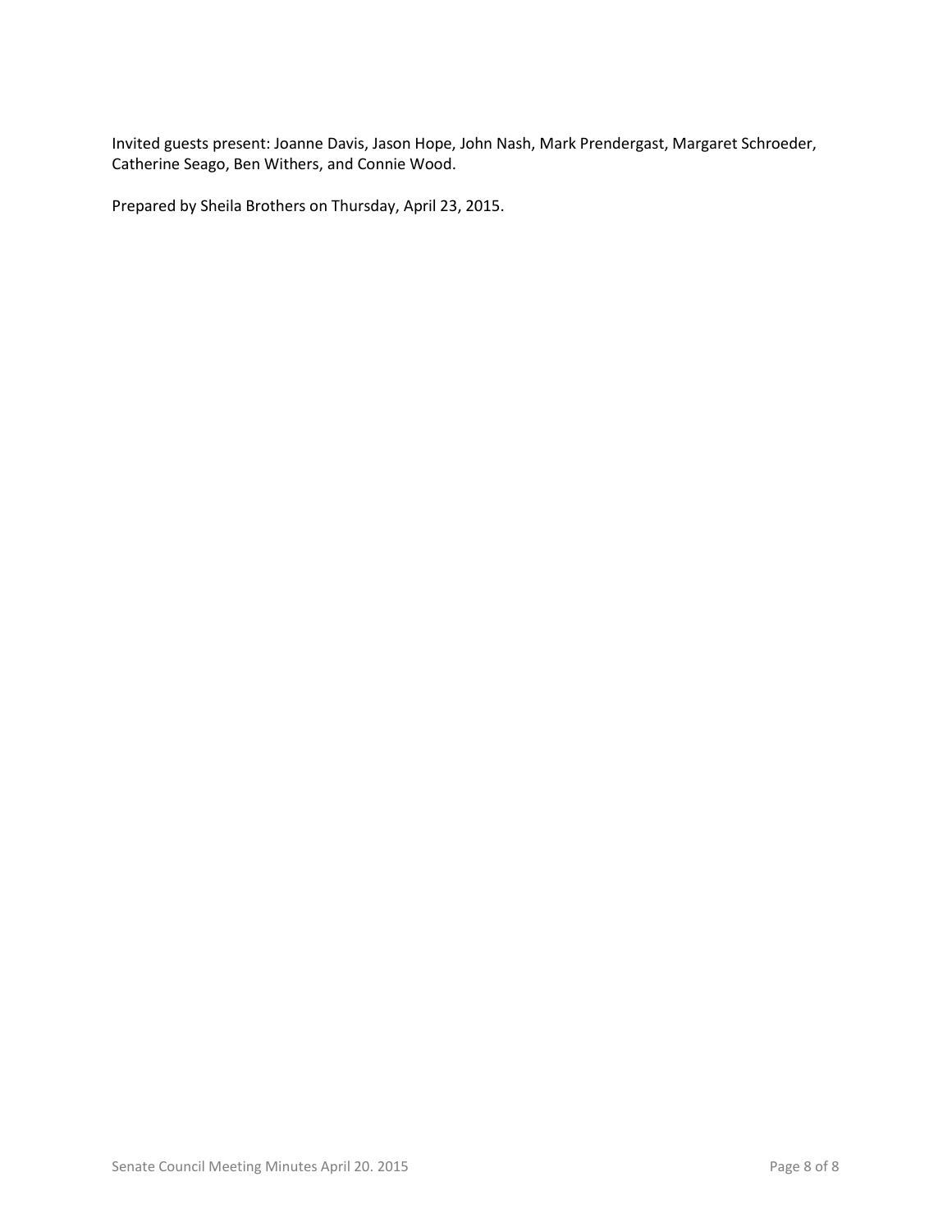Invited guests present: Joanne Davis, Jason Hope, John Nash, Mark Prendergast, Margaret Schroeder, Catherine Seago, Ben Withers, and Connie Wood.

Prepared by Sheila Brothers on Thursday, April 23, 2015.